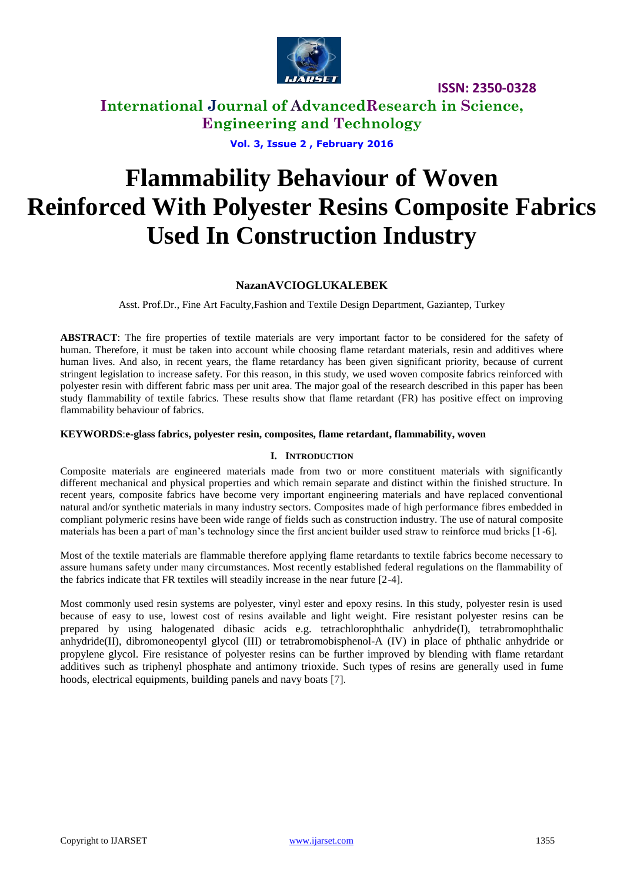# Flammability Behaviour of Woven Reinforced With Polyester Resins Composite Fabrics Used In Construction Industry

**NazanAVCIOGLUKALEBEK**

Asst. Prof.Dr., Fine Art Faculty,Fashion and Textile Design Department, Gaziantep, Turkey

**ABSTRACT**: The fire properties of textile materials are very important factor to be considered for the safety of human. Therefore, it must be taken into account while choosing flame retardant materials, resin and additives where human lives. And also, in recent years, the flame retardancy has been given significant priority, because of current stringent legislation to increase safety. For this reason, in this study, we used woven composite fabrics reinforced with polyester resin with different fabric mass per unit area. The major goal of the research described in this paper has been study flammability of textile fabrics. These results show that flame retardant (FR) has positive effect on improving flammability behaviour of fabrics.

**KEYWORDS**:**e-glass fabrics, polyester resin, composites, flame retardant, flammability, woven**

## I. INTRODUCTION

Composite materials are engineered materials made from two or more constituent materials with significantly different mechanical and physical properties and which remain separate and distinct within the finished structure. In recent years, composite fabrics have become very important engineering materials and have replaced conventional natural and/or synthetic materials in many industry sectors. Composites made of high performance fibres embedded in compliant polymeric resins have been wide range of fields such as construction industry. The use of natural composite materials has been a part of man's technology since the first ancient builder used straw to reinforce mud bricks [1-6].

Most of the textile materials are flammable therefore applying flame retardants to textile fabrics become necessary to assure humans safety under many circumstances. Most recently established federal regulations on the flammability of the fabrics indicate that FR textiles will steadily increase in the near future [2-4].

Most commonly used resin systems are polyester, vinyl ester and epoxy resins. In this study, polyester resin is used because of easy to use, lowest cost of resins available and light weight. Fire resistant polyester resins can be prepared by using halogenated dibasic acids e.g. tetrachlorophthalic anhydride(I), tetrabromophthalic anhydride(II), dibromoneopentyl glycol (III) or tetrabromobisphenol-A (IV) in place of phthalic anhydride or propylene glycol. Fire resistance of polyester resins can be further improved by blending with flame retardant additives such as triphenyl phosphate and antimony trioxide. Such types of resins are generally used in fume hoods, electrical equipments, building panels and navy boats [7].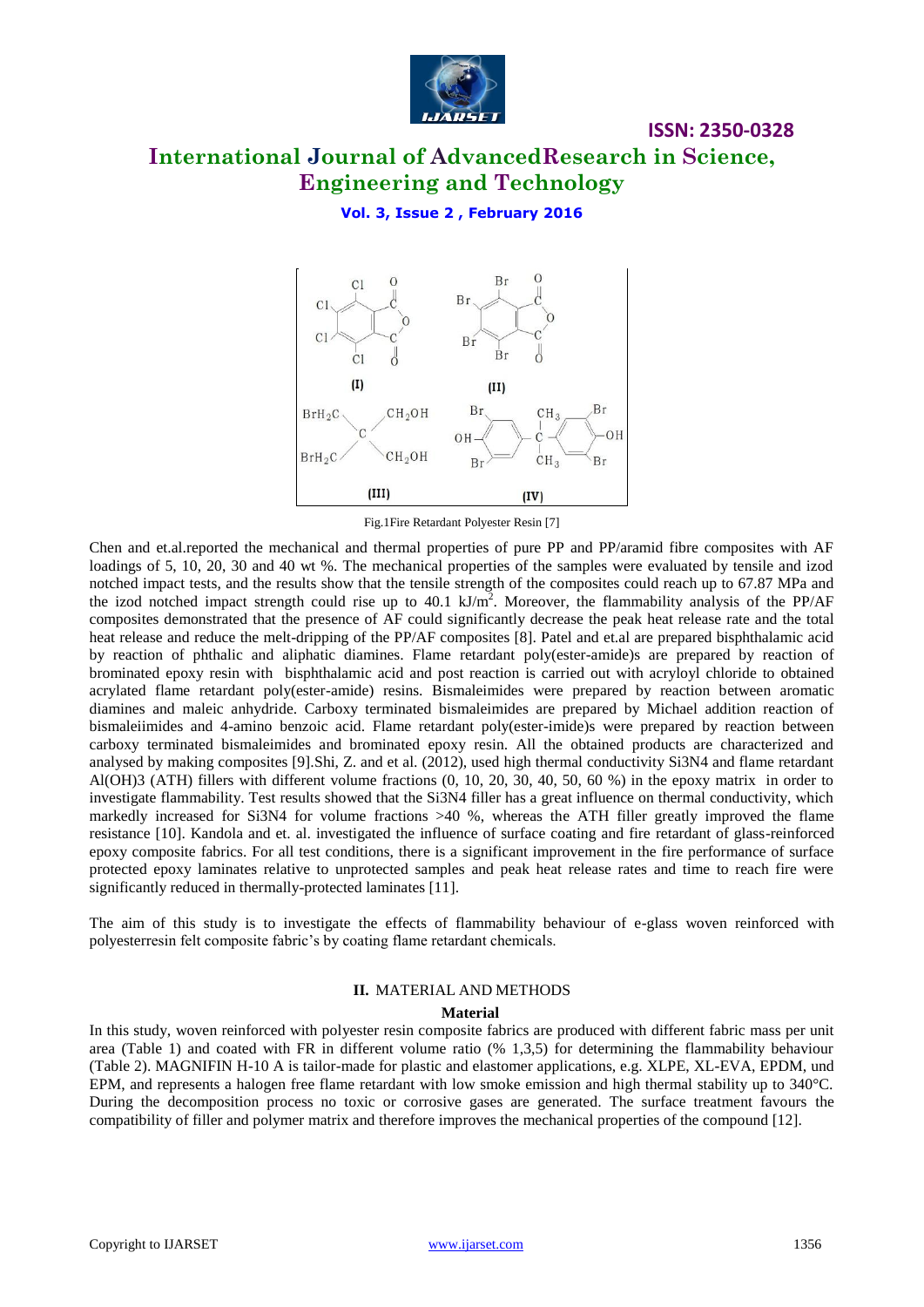Fig.1Fire Retardant Polyester Resin [7]

Chen and et.al.reported the mechanical and thermal properties of pure PP and PP/aramid fibre composites with AF loadings of 5, 10, 20, 30 and 40 wt %. The mechanical properties of the samples were evaluated by tensile and izod notched impact tests, and the results show that the tensile strength of the composites could reach up to 67.87 MPa and the izod notched impact strength could rise up to 40.1 $kJ/m^2$. Moreover, the flammability analysis of the PP/AF composites demonstrated that the presence of AF could significantly decrease the peak heat release rate and the total heat release and reduce the melt-dripping of the PP/AF composites [8]. Patel and et.al are prepared bisphthalamic acid by reaction of phthalic and aliphatic diamines. Flame retardant poly(ester-amide)s are prepared by reaction of brominated epoxy resin with bisphthalamic acid and post reaction is carried out with acryloyl chloride to obtained acrylated flame retardant poly(ester-amide) resins. Bismaleimides were prepared by reaction between aromatic diamines and maleic anhydride. Carboxy terminated bismaleimides are prepared by Michael addition reaction of bismaleiimides and 4-amino benzoic acid. Flame retardant poly(ester-imide)s were prepared by reaction between carboxy terminated bismaleimides and brominated epoxy resin. All the obtained products are characterized and analysed by making composites [9].Shi, Z. and et al. (2012), used high thermal conductivity $Si_3N_4$ and flame retardant $Al(OH)_3$ (ATH) fillers with different volume fractions (0, 10, 20, 30, 40, 50, 60 %) in the epoxy matrix in order to investigate flammability. Test results showed that the $Si_3N_4$ filler has a great influence on thermal conductivity, which markedly increased for $Si_3N_4$ for volume fractions >40 %, whereas the ATH filler greatly improved the flame resistance [10]. Kandola and et. al. investigated the influence of surface coating and fire retardant of glass-reinforced epoxy composite fabrics. For all test conditions, there is a significant improvement in the fire performance of surface protected epoxy laminates relative to unprotected samples and peak heat release rates and time to reach fire were significantly reduced in thermally-protected laminates [11].

The aim of this study is to investigate the effects of flammability behaviour of e-glass woven reinforced with polyesterresin felt composite fabric's by coating flame retardant chemicals.

## II. MATERIAL AND METHODS

### Material

In this study, woven reinforced with polyester resin composite fabrics are produced with different fabric mass per unit area (Table 1) and coated with FR in different volume ratio (% 1,3,5) for determining the flammability behaviour (Table 2). MAGNIFIN H-10 A is tailor-made for plastic and elastomer applications, e.g. XLPE, XL-EVA, EPDM, und EPM, and represents a halogen free flame retardant with low smoke emission and high thermal stability up to 340°C. During the decomposition process no toxic or corrosive gases are generated. The surface treatment favours the compatibility of filler and polymer matrix and therefore improves the mechanical properties of the compound [12].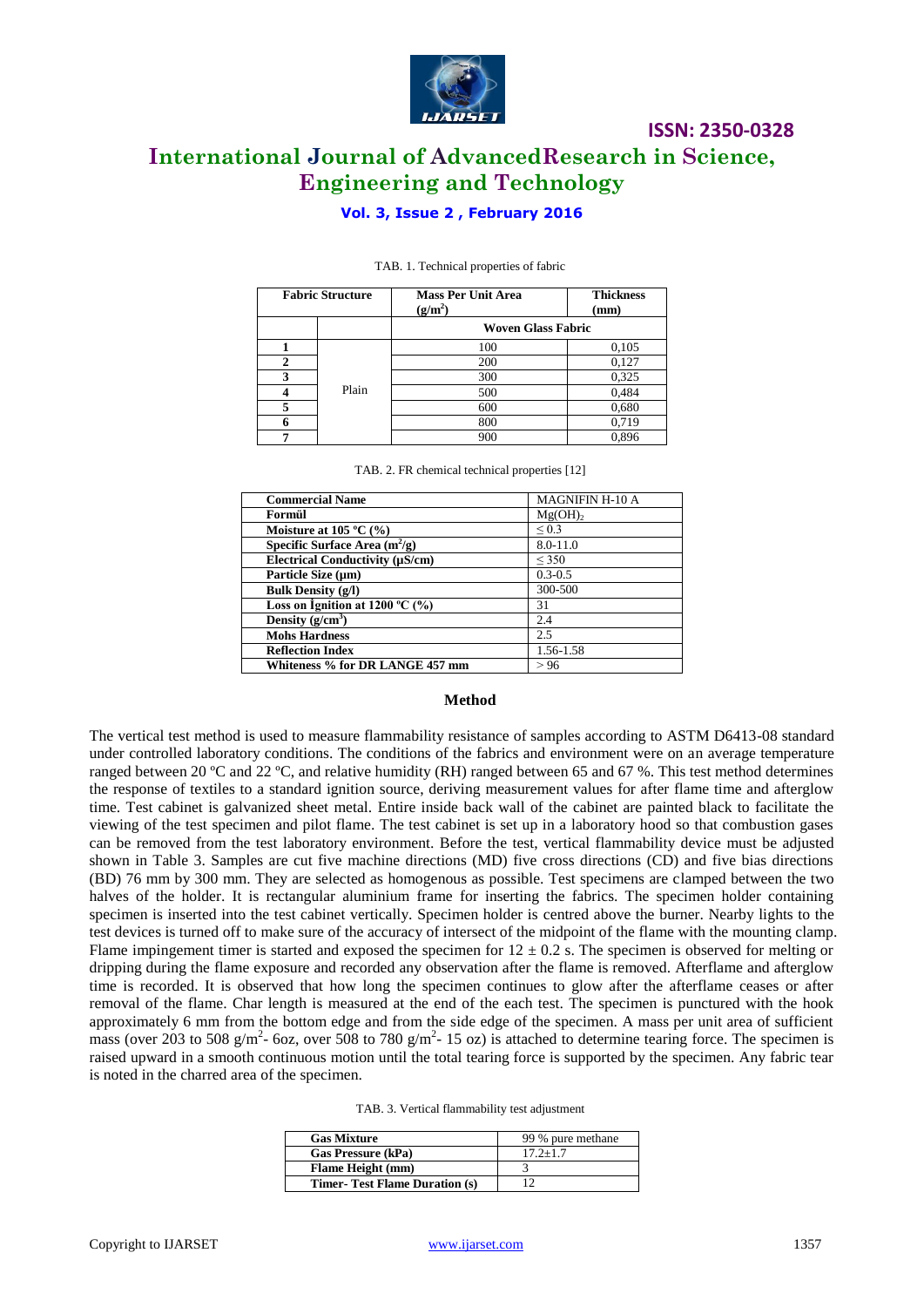TAB. 1. Technical properties of fabric

| Fabric Structure | | Mass Per Unit Area ($g/m^2$) | Thickness (mm) |
|---|---|---|---|
| | | Woven Glass Fabric | |
| 1 | Plain | 100 | 0,105 |
| 2 | | 200 | 0,127 |
| 3 | | 300 | 0,325 |
| 4 | | 500 | 0,484 |
| 5 | | 600 | 0,680 |
| 6 | | 800 | 0,719 |
| 7 | | 900 | 0,896 |

TAB. 2. FR chemical technical properties [12]

| Commercial Name | MAGNIFIN H-10 A |
|---|---|
| Formül | $Mg(OH)_2$ |
| Moisture at 105 ºC (%) | ≤ 0.3 |
| Specific Surface Area ($m^2/g$) | 8.0-11.0 |
| Electrical Conductivity (μS/cm) | ≤ 350 |
| Particle Size (μm) | 0.3-0.5 |
| Bulk Density (g/l) | 300-500 |
| Loss on İgnition at 1200 ºC (%) | 31 |
| Density ($g/cm^3$) | 2.4 |
| Mohs Hardness | 2.5 |
| Reflection Index | 1.56-1.58 |
| Whiteness % for DR LANGE 457 mm | > 96 |

**Method**

The vertical test method is used to measure flammability resistance of samples according to ASTM D6413-08 standard under controlled laboratory conditions. The conditions of the fabrics and environment were on an average temperature ranged between 20 ºC and 22 ºC, and relative humidity (RH) ranged between 65 and 67 %. This test method determines the response of textiles to a standard ignition source, deriving measurement values for after flame time and afterglow time. Test cabinet is galvanized sheet metal. Entire inside back wall of the cabinet are painted black to facilitate the viewing of the test specimen and pilot flame. The test cabinet is set up in a laboratory hood so that combustion gases can be removed from the test laboratory environment. Before the test, vertical flammability device must be adjusted shown in Table 3. Samples are cut five machine directions (MD) five cross directions (CD) and five bias directions (BD) 76 mm by 300 mm. They are selected as homogenous as possible. Test specimens are clamped between the two halves of the holder. It is rectangular aluminium frame for inserting the fabrics. The specimen holder containing specimen is inserted into the test cabinet vertically. Specimen holder is centred above the burner. Nearby lights to the test devices is turned off to make sure of the accuracy of intersect of the midpoint of the flame with the mounting clamp. Flame impingement timer is started and exposed the specimen for 12 ± 0.2 s. The specimen is observed for melting or dripping during the flame exposure and recorded any observation after the flame is removed. Afterflame and afterglow time is recorded. It is observed that how long the specimen continues to glow after the afterflame ceases or after removal of the flame. Char length is measured at the end of the each test. The specimen is punctured with the hook approximately 6 mm from the bottom edge and from the side edge of the specimen. A mass per unit area of sufficient mass (over 203 to 508 $g/m^2$- 6oz, over 508 to 780 $g/m^2$- 15 oz) is attached to determine tearing force. The specimen is raised upward in a smooth continuous motion until the total tearing force is supported by the specimen. Any fabric tear is noted in the charred area of the specimen.

TAB. 3. Vertical flammability test adjustment

| Gas Mixture | 99 % pure methane |
|---|---|
| Gas Pressure (kPa) | 17.2±1.7 |
| Flame Height (mm) | 3 |
| Timer- Test Flame Duration (s) | 12 |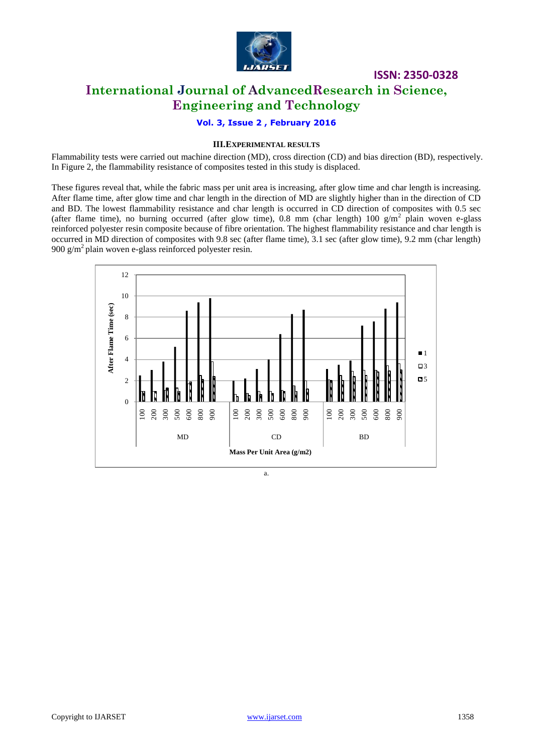### III. EXPERIMENTAL RESULTS

Flammability tests were carried out machine direction (MD), cross direction (CD) and bias direction (BD), respectively. In Figure 2, the flammability resistance of composites tested in this study is displaced.

These figures reveal that, while the fabric mass per unit area is increasing, after glow time and char length is increasing. After flame time, after glow time and char length in the direction of MD are slightly higher than in the direction of CD and BD. The lowest flammability resistance and char length is occurred in CD direction of composites with 0.5 sec (after flame time), no burning occurred (after glow time), 0.8 mm (char length) 100 g/m$^2$ plain woven e-glass reinforced polyester resin composite because of fibre orientation. The highest flammability resistance and char length is occurred in MD direction of composites with 9.8 sec (after flame time), 3.1 sec (after glow time), 9.2 mm (char length) 900 g/m$^2$ plain woven e-glass reinforced polyester resin.

a.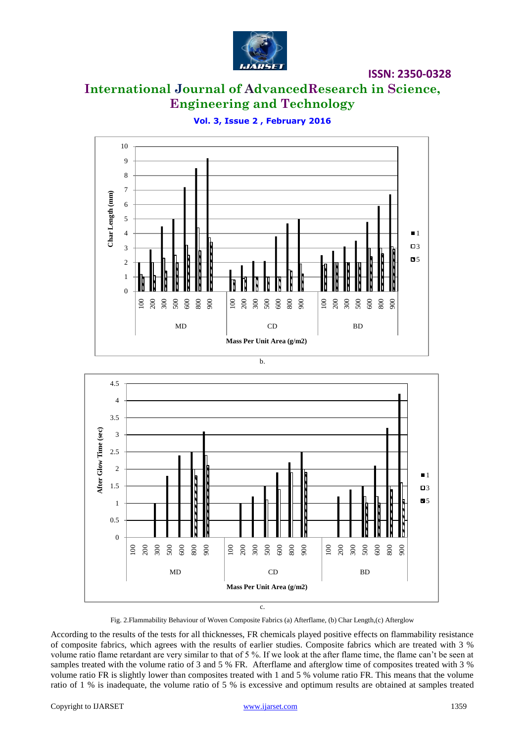b.

c.

Fig. 2.Flammability Behaviour of Woven Composite Fabrics (a) Afterflame, (b) Char Length,(c) Afterglow

According to the results of the tests for all thicknesses, FR chemicals played positive effects on flammability resistance of composite fabrics, which agrees with the results of earlier studies. Composite fabrics which are treated with 3 % volume ratio flame retardant are very similar to that of 5 %. If we look at the after flame time, the flame can't be seen at samples treated with the volume ratio of 3 and 5 % FR. Afterflame and afterglow time of composites treated with 3 % volume ratio FR is slightly lower than composites treated with 1 and 5 % volume ratio FR. This means that the volume ratio of 1 % is inadequate, the volume ratio of 5 % is excessive and optimum results are obtained at samples treated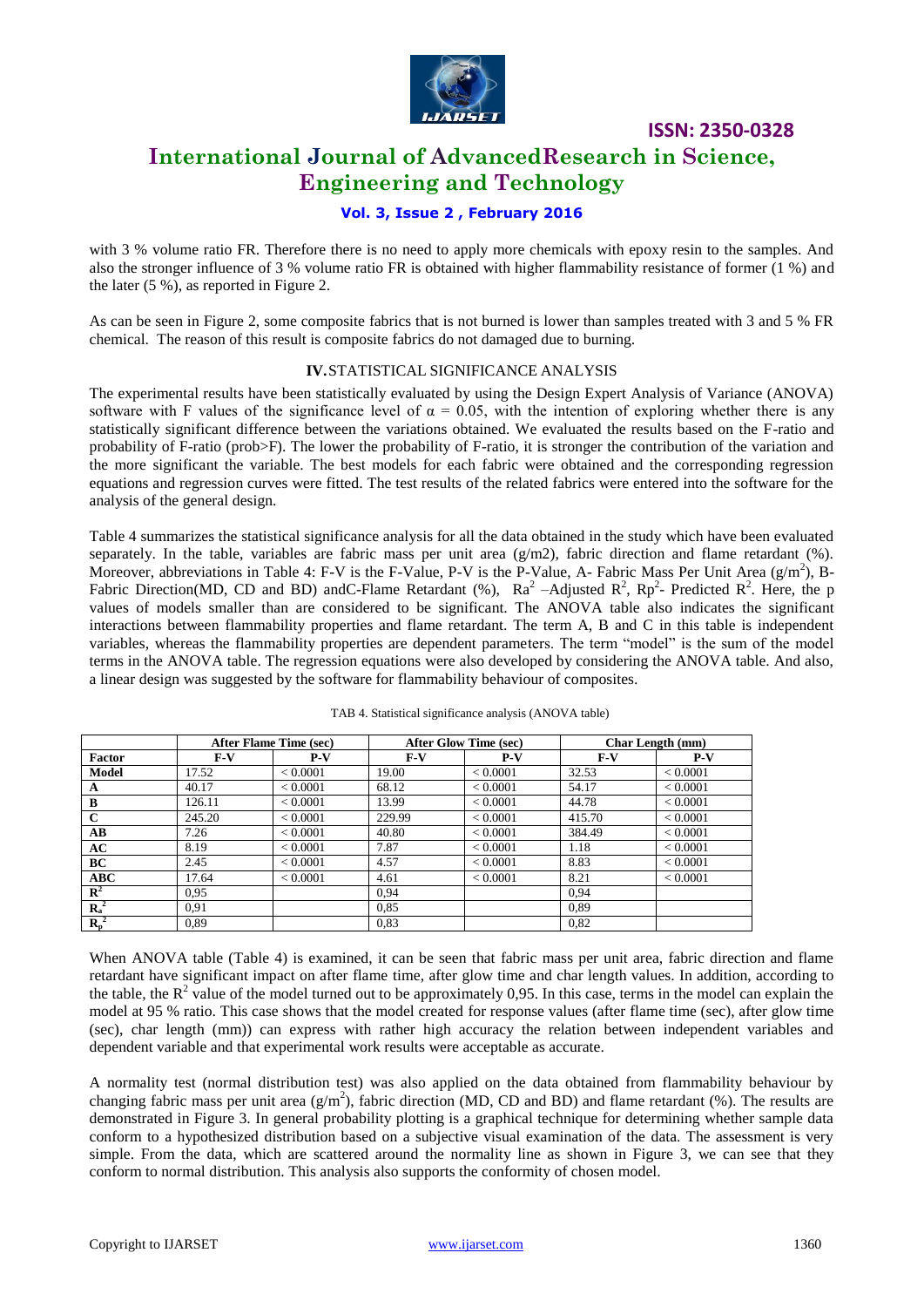with 3 % volume ratio FR. Therefore there is no need to apply more chemicals with epoxy resin to the samples. And also the stronger influence of 3 % volume ratio FR is obtained with higher flammability resistance of former (1 %) and the later (5 %), as reported in Figure 2.

As can be seen in Figure 2, some composite fabrics that is not burned is lower than samples treated with 3 and 5 % FR chemical. The reason of this result is composite fabrics do not damaged due to burning.

## IV. STATISTICAL SIGNIFICANCE ANALYSIS

The experimental results have been statistically evaluated by using the Design Expert Analysis of Variance (ANOVA) software with F values of the significance level of $\alpha = 0.05$, with the intention of exploring whether there is any statistically significant difference between the variations obtained. We evaluated the results based on the F-ratio and probability of F-ratio (prob>F). The lower the probability of F-ratio, it is stronger the contribution of the variation and the more significant the variable. The best models for each fabric were obtained and the corresponding regression equations and regression curves were fitted. The test results of the related fabrics were entered into the software for the analysis of the general design.

Table 4 summarizes the statistical significance analysis for all the data obtained in the study which have been evaluated separately. In the table, variables are fabric mass per unit area (g/m2), fabric direction and flame retardant (%). Moreover, abbreviations in Table 4: F-V is the F-Value, P-V is the P-Value, A- Fabric Mass Per Unit Area ($g/m^2$), B-Fabric Direction(MD, CD and BD) andC-Flame Retardant (%), $Ra^2$ –Adjusted $R^2$, $Rp^2$- Predicted $R^2$. Here, the p values of models smaller than are considered to be significant. The ANOVA table also indicates the significant interactions between flammability properties and flame retardant. The term A, B and C in this table is independent variables, whereas the flammability properties are dependent parameters. The term "model" is the sum of the model terms in the ANOVA table. The regression equations were also developed by considering the ANOVA table. And also, a linear design was suggested by the software for flammability behaviour of composites.

TAB 4. Statistical significance analysis (ANOVA table)

| | After Flame Time (sec) | | After Glow Time (sec) | | Char Length (mm) | |
|---|---|---|---|---|---|---|
| **Factor** | **F-V** | **P-V** | **F-V** | **P-V** | **F-V** | **P-V** |
| **Model** | 17.52 | < 0.0001 | 19.00 | < 0.0001 | 32.53 | < 0.0001 |
| **A** | 40.17 | < 0.0001 | 68.12 | < 0.0001 | 54.17 | < 0.0001 |
| **B** | 126.11 | < 0.0001 | 13.99 | < 0.0001 | 44.78 | < 0.0001 |
| **C** | 245.20 | < 0.0001 | 229.99 | < 0.0001 | 415.70 | < 0.0001 |
| **AB** | 7.26 | < 0.0001 | 40.80 | < 0.0001 | 384.49 | < 0.0001 |
| **AC** | 8.19 | < 0.0001 | 7.87 | < 0.0001 | 1.18 | < 0.0001 |
| **BC** | 2.45 | < 0.0001 | 4.57 | < 0.0001 | 8.83 | < 0.0001 |
| **ABC** | 17.64 | < 0.0001 | 4.61 | < 0.0001 | 8.21 | < 0.0001 |
| $R^2$ | 0,95 | | 0,94 | | 0,94 | |
| $R_a^2$ | 0,91 | | 0,85 | | 0,89 | |
| $R_p^2$ | 0,89 | | 0,83 | | 0,82 | |

When ANOVA table (Table 4) is examined, it can be seen that fabric mass per unit area, fabric direction and flame retardant have significant impact on after flame time, after glow time and char length values. In addition, according to the table, the $R^2$ value of the model turned out to be approximately 0,95. In this case, terms in the model can explain the model at 95 % ratio. This case shows that the model created for response values (after flame time (sec), after glow time (sec), char length (mm)) can express with rather high accuracy the relation between independent variables and dependent variable and that experimental work results were acceptable as accurate.

A normality test (normal distribution test) was also applied on the data obtained from flammability behaviour by changing fabric mass per unit area ($g/m^2$), fabric direction (MD, CD and BD) and flame retardant (%). The results are demonstrated in Figure 3. In general probability plotting is a graphical technique for determining whether sample data conform to a hypothesized distribution based on a subjective visual examination of the data. The assessment is very simple. From the data, which are scattered around the normality line as shown in Figure 3, we can see that they conform to normal distribution. This analysis also supports the conformity of chosen model.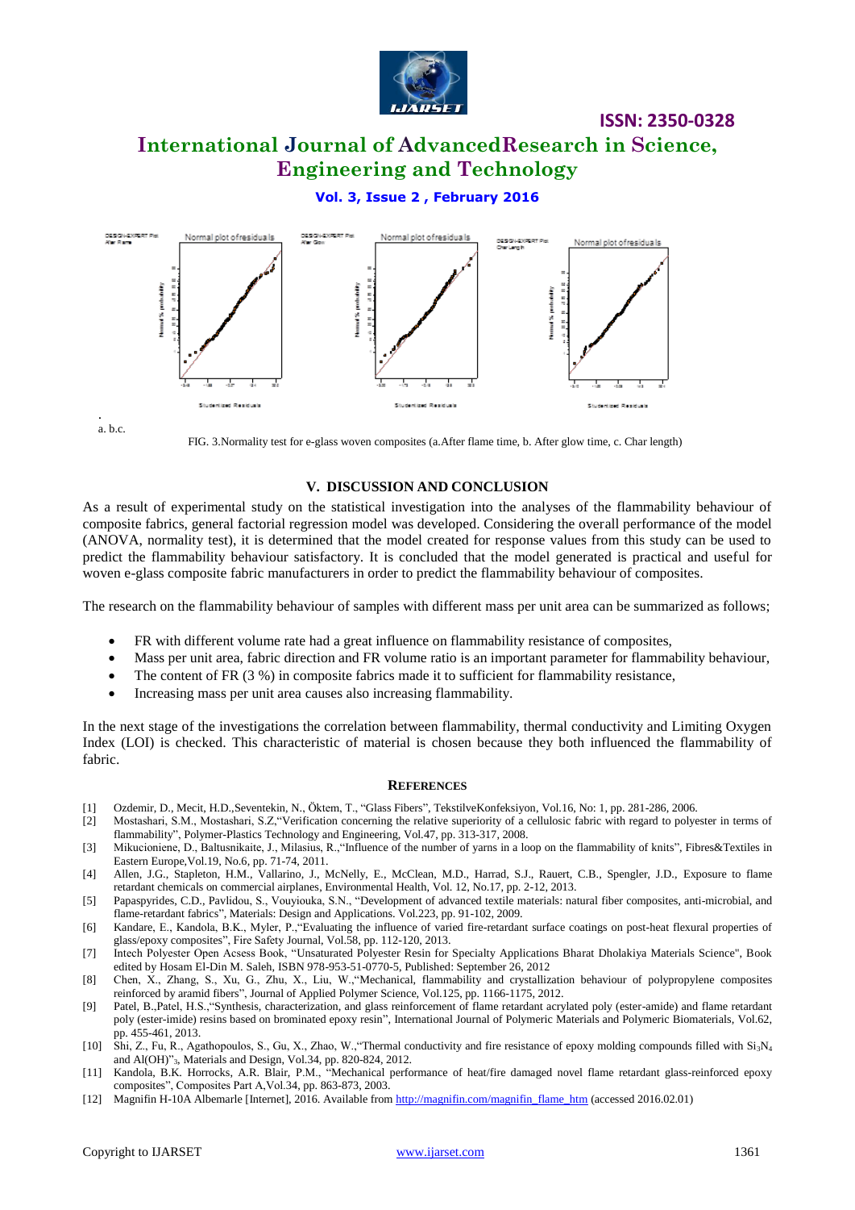DESIGN-EXPERT Plot
After Flame

Normal plot of residuals

Normal % probability

Studentized Residuals

DESIGN-EXPERT Plot
After Glow

Normal plot of residuals

Normal % probability

Studentized Residuals

DESIGN-EXPERT Plot
Char Length

Normal plot of residuals

Normal % probability

Studentized Residuals

a. b.c.

FIG. 3.Normality test for e-glass woven composites (a.After flame time, b. After glow time, c. Char length)

## V. DISCUSSION AND CONCLUSION

As a result of experimental study on the statistical investigation into the analyses of the flammability behaviour of composite fabrics, general factorial regression model was developed. Considering the overall performance of the model (ANOVA, normality test), it is determined that the model created for response values from this study can be used to predict the flammability behaviour satisfactory. It is concluded that the model generated is practical and useful for woven e-glass composite fabric manufacturers in order to predict the flammability behaviour of composites.

The research on the flammability behaviour of samples with different mass per unit area can be summarized as follows;

- FR with different volume rate had a great influence on flammability resistance of composites,
- Mass per unit area, fabric direction and FR volume ratio is an important parameter for flammability behaviour,
- The content of FR (3 %) in composite fabrics made it to sufficient for flammability resistance,
- Increasing mass per unit area causes also increasing flammability.

In the next stage of the investigations the correlation between flammability, thermal conductivity and Limiting Oxygen Index (LOI) is checked. This characteristic of material is chosen because they both influenced the flammability of fabric.

### REFERENCES

[1] Ozdemir, D., Mecit, H.D.,Seventekin, N., Öktem, T., "Glass Fibers", TekstilveKonfeksiyon, Vol.16, No: 1, pp. 281-286, 2006.

[2] Mostashari, S.M., Mostashari, S.Z,"Verification concerning the relative superiority of a cellulosic fabric with regard to polyester in terms of flammability", Polymer-Plastics Technology and Engineering, Vol.47, pp. 313-317, 2008.

[3] Mikucioniene, D., Baltusnikaite, J., Milasius, R.,"Influence of the number of yarns in a loop on the flammability of knits", Fibres&Textiles in Eastern Europe,Vol.19, No.6, pp. 71-74, 2011.

[4] Allen, J.G., Stapleton, H.M., Vallarino, J., McNelly, E., McClean, M.D., Harrad, S.J., Rauert, C.B., Spengler, J.D., Exposure to flame retardant chemicals on commercial airplanes, Environmental Health, Vol. 12, No.17, pp. 2-12, 2013.

[5] Papaspyrides, C.D., Pavlidou, S., Vouyiouka, S.N., "Development of advanced textile materials: natural fiber composites, anti-microbial, and flame-retardant fabrics", Materials: Design and Applications. Vol.223, pp. 91-102, 2009.

[6] Kandare, E., Kandola, B.K., Myler, P.,"Evaluating the influence of varied fire-retardant surface coatings on post-heat flexural properties of glass/epoxy composites", Fire Safety Journal, Vol.58, pp. 112-120, 2013.

[7] Intech Polyester Open Acsess Book, "Unsaturated Polyester Resin for Specialty Applications Bharat Dholakiya Materials Science", Book edited by Hosam El-Din M. Saleh, ISBN 978-953-51-0770-5, Published: September 26, 2012

[8] Chen, X., Zhang, S., Xu, G., Zhu, X., Liu, W.,"Mechanical, flammability and crystallization behaviour of polypropylene composites reinforced by aramid fibers", Journal of Applied Polymer Science, Vol.125, pp. 1166-1175, 2012.

[9] Patel, B.,Patel, H.S.,"Synthesis, characterization, and glass reinforcement of flame retardant acrylated poly (ester-amide) and flame retardant poly (ester-imide) resins based on brominated epoxy resin", International Journal of Polymeric Materials and Polymeric Biomaterials, Vol.62, pp. 455-461, 2013.

[10] Shi, Z., Fu, R., Agathopoulos, S., Gu, X., Zhao, W.,"Thermal conductivity and fire resistance of epoxy molding compounds filled with $Si_3N_4$ and Al(OH)"$_3$, Materials and Design, Vol.34, pp. 820-824, 2012.

[11] Kandola, B.K. Horrocks, A.R. Blair, P.M., "Mechanical performance of heat/fire damaged novel flame retardant glass-reinforced epoxy composites", Composites Part A,Vol.34, pp. 863-873, 2003.

[12] Magnifin H-10A Albemarle [Internet], 2016. Available from http://magnifin.com/magnifin_flame_htm (accessed 2016.02.01)